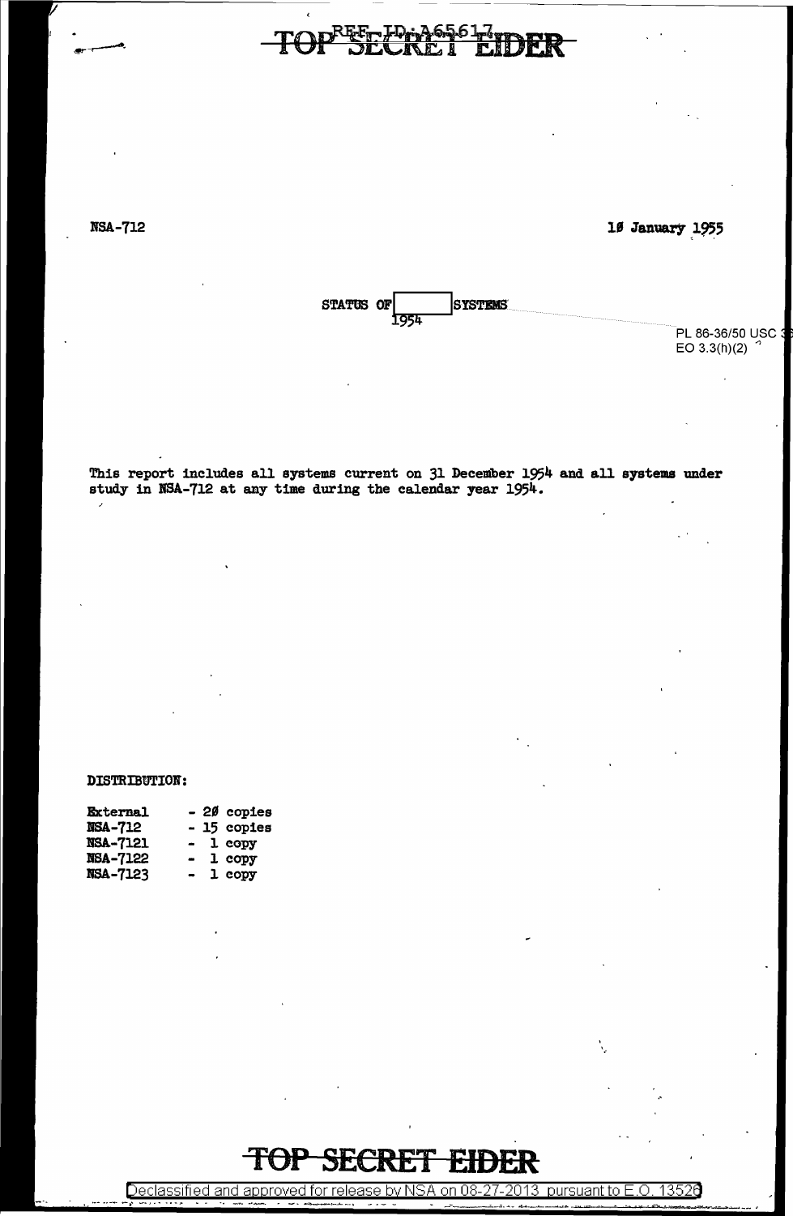TOP SECRET EIDER

NSA-712

10 January 1955

STATUS OF [ ] SYSTEMS
1954

PL 86-36/50 USC 3
EO 3.3(h)(2)

This report includes all systems current on 31 December 1954 and all systems under study in NSA-712 at any time during the calendar year 1954.

DISTRIBUTION:

| | |
|---|---|
| External | - 20 copies |
| NSA-712 | - 15 copies |
| NSA-7121 | - 1 copy |
| NSA-7122 | - 1 copy |
| NSA-7123 | - 1 copy |

TOP SECRET EIDER

Declassified and approved for release by NSA on 08-27-2013 pursuant to E.O. 13526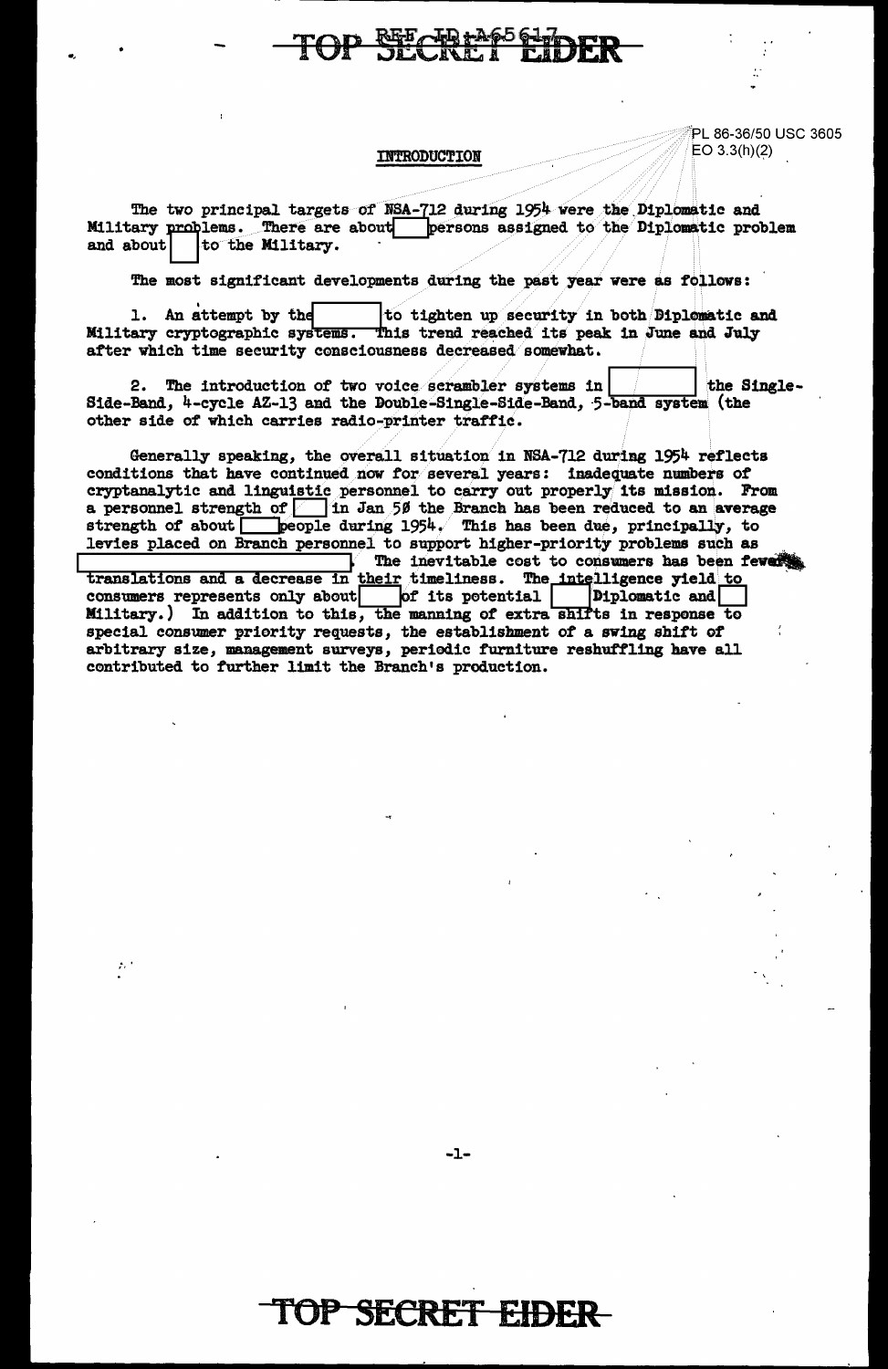PL 86-36/50 USC 3605
EO 3.3(h)(2)

## INTRODUCTION

The two principal targets of NSA-712 during 1954 were the Diplomatic and Military problems. There are about [ ] persons assigned to the Diplomatic problem and about [ ] to the Military.

The most significant developments during the past year were as follows:

1. An attempt by the [ ] to tighten up security in both Diplomatic and Military cryptographic systems. This trend reached its peak in June and July after which time security consciousness decreased somewhat.

2. The introduction of two voice scrambler systems in [ ] the Single-Side-Band, 4-cycle AZ-13 and the Double-Single-Side-Band, 5-band system (the other side of which carries radio-printer traffic.

Generally speaking, the overall situation in NSA-712 during 1954 reflects conditions that have continued now for several years: inadequate numbers of cryptanalytic and linguistic personnel to carry out properly its mission. From a personnel strength of [ ] in Jan 5Ø the Branch has been reduced to an average strength of about [ ] people during 1954. This has been due, principally, to levies placed on Branch personnel to support higher-priority problems such as [ ]. The inevitable cost to consumers has been fewer translations and a decrease in their timeliness. The intelligence yield to consumers represents only about [ ] of its potential [ ] Diplomatic and [ ] Military.) In addition to this, the manning of extra shifts in response to special consumer priority requests, the establishment of a swing shift of arbitrary size, management surveys, periodic furniture reshuffling have all contributed to further limit the Branch's production.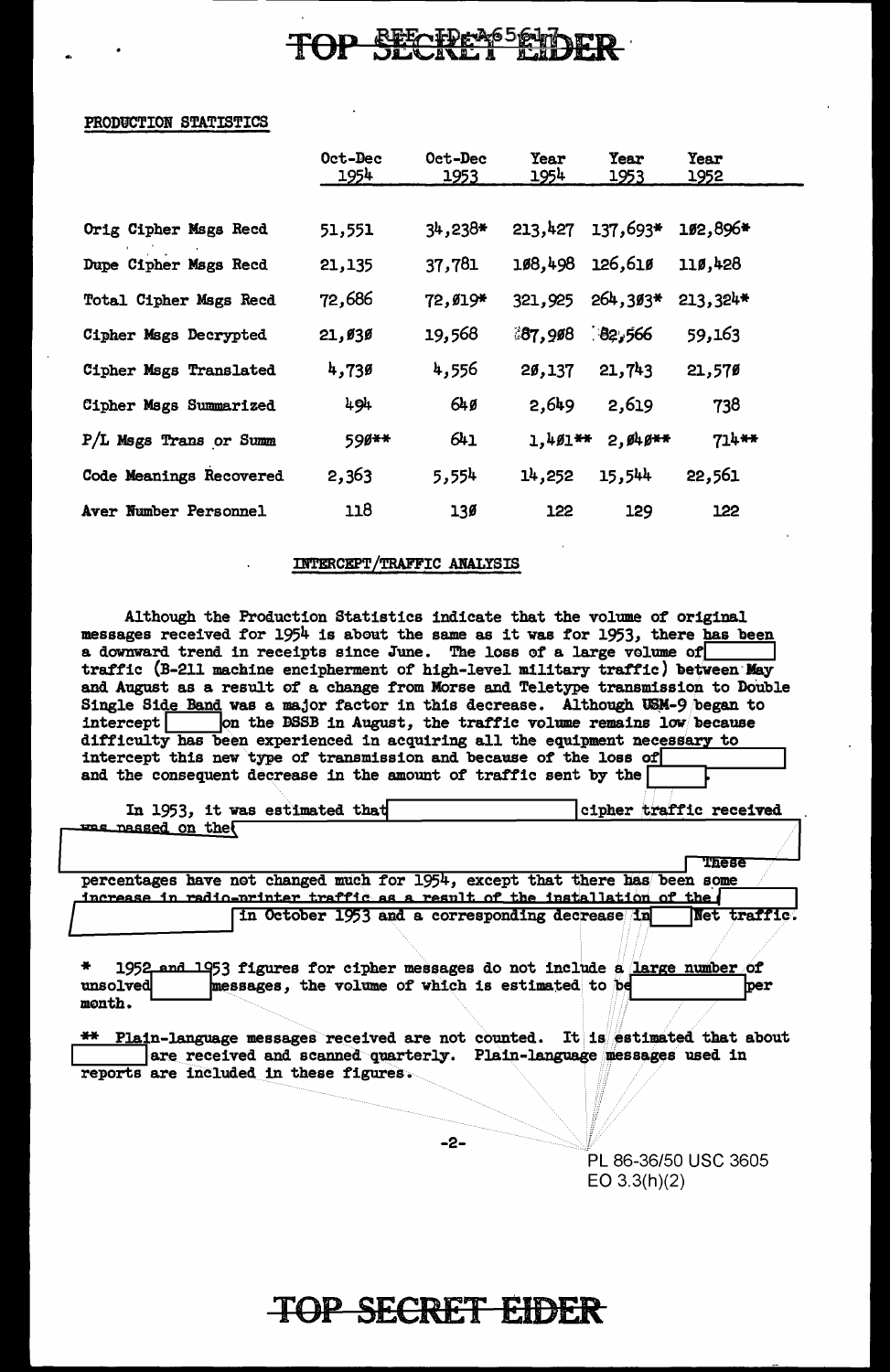PRODUCTION STATISTICS

| | Oct-Dec 1954 | Oct-Dec 1953 | Year 1954 | Year 1953 | Year 1952 |
|---|---|---|---|---|---|
| Orig Cipher Msgs Recd | 51,551 | 34,238* | 213,427 | 137,693* | 102,896* |
| Dupe Cipher Msgs Recd | 21,135 | 37,781 | 108,498 | 126,610 | 110,428 |
| Total Cipher Msgs Recd | 72,686 | 72,019* | 321,925 | 264,303* | 213,324* |
| Cipher Msgs Decrypted | 21,030 | 19,568 | 87,908 | 82,566 | 59,163 |
| Cipher Msgs Translated | 4,730 | 4,556 | 20,137 | 21,743 | 21,570 |
| Cipher Msgs Summarized | 494 | 640 | 2,649 | 2,619 | 738 |
| P/L Msgs Trans or Summ | 590** | 641 | 1,401** | 2,040** | 714** |
| Code Meanings Recovered | 2,363 | 5,554 | 14,252 | 15,544 | 22,561 |
| Aver Number Personnel | 118 | 130 | 122 | 129 | 122 |

INTERCEPT/TRAFFIC ANALYSIS

Although the Production Statistics indicate that the volume of original messages received for 1954 is about the same as it was for 1953, there has been a downward trend in receipts since June. The loss of a large volume of [REDACTED] traffic (B-211 machine encipherment of high-level military traffic) between May and August as a result of a change from Morse and Teletype transmission to Double Single Side Band was a major factor in this decrease. Although USM-9 began to intercept [REDACTED] on the DSSB in August, the traffic volume remains low because difficulty has been experienced in acquiring all the equipment necessary to intercept this new type of transmission and because of the loss of [REDACTED] and the consequent decrease in the amount of traffic sent by the [REDACTED].

In 1953, it was estimated that [REDACTED] cipher traffic received was passed on the [REDACTED] These percentages have not changed much for 1954, except that there has been some increase in radio-printer traffic as a result of the installation of the [REDACTED] in October 1953 and a corresponding decrease in [REDACTED] Net traffic.

\* 1952 and 1953 figures for cipher messages do not include a large number of unsolved [REDACTED] messages, the volume of which is estimated to be [REDACTED] per month.

\*\* Plain-language messages received are not counted. It is estimated that about [REDACTED] are received and scanned quarterly. Plain-language messages used in reports are included in these figures.

PL 86-36/50 USC 3605
EO 3.3(h)(2)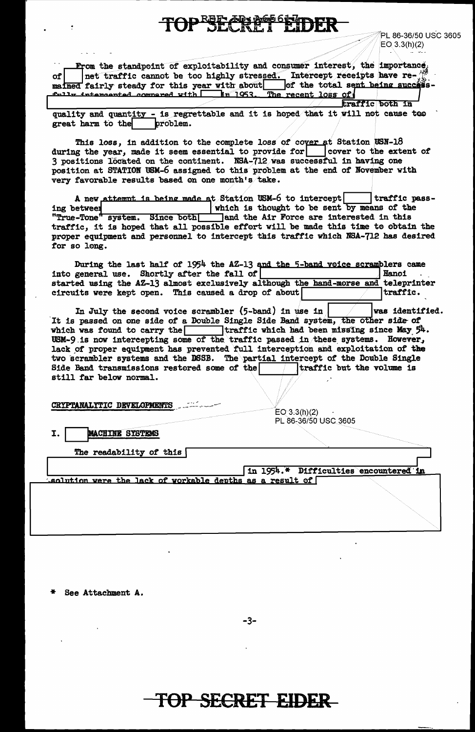From the standpoint of exploitability and consumer interest, the importance of [ ] net traffic cannot be too highly stressed. Intercept receipts have remained fairly steady for this year with about [ ] of the total sent being successfully intercepted compared with [ ] in 1953. The recent loss of [ ] traffic both in quality and quantity - is regrettable and it is hoped that it will not cause too great harm to the [ ] problem.

This loss, in addition to the complete loss of cover at Station USN-18 during the year, made it seem essential to provide for [ ] cover to the extent of 3 positions located on the continent. NSA-712 was successful in having one position at STATION USM-6 assigned to this problem at the end of November with very favorable results based on one month's take.

A new attempt is being made at Station USM-6 to intercept [ ] traffic passing between [ ] which is thought to be sent by means of the "True-Tone" system. Since both [ ] and the Air Force are interested in this traffic, it is hoped that all possible effort will be made this time to obtain the proper equipment and personnel to intercept this traffic which NSA-712 has desired for so long.

During the last half of 1954 the AZ-13 and the 5-band voice scramblers came into general use. Shortly after the fall of [ ] Hanoi started using the AZ-13 almost exclusively although the hand-morse and teleprinter circuits were kept open. This caused a drop of about [ ] traffic.

In July the second voice scrambler (5-band) in use in [ ] was identified. It is passed on one side of a Double Single Side Band system, the other side of which was found to carry the [ ] traffic which had been missing since May 54. USM-9 is now intercepting some of the traffic passed in these systems. However, lack of proper equipment has prevented full interception and exploitation of the two scrambler systems and the DSSB. The partial intercept of the Double Single Side Band transmissions restored some of the [ ] traffic but the volume is still far below normal.

CRYPTANALYTIC DEVELOPMENTS

I. [ ] MACHINE SYSTEMS

The readability of this [ ] in 1954.* Difficulties encountered in solution were the lack of workable depths as a result of [ ]

\* See Attachment A.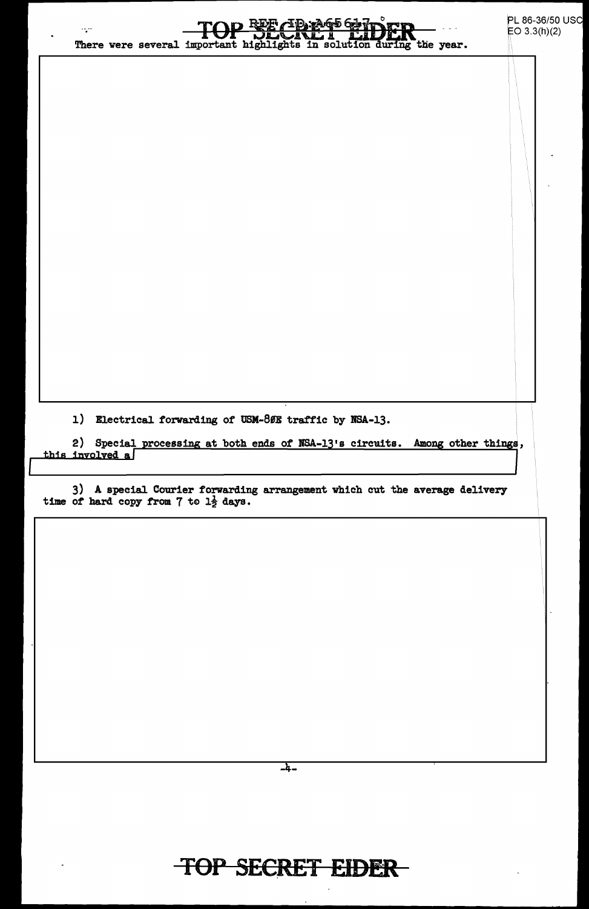There were several important highlights in solution during the year.

1) Electrical forwarding of USM-80E traffic by NSA-13.

2) Special processing at both ends of NSA-13's circuits. Among other things, this involved a

3) A special Courier forwarding arrangement which cut the average delivery time of hard copy from 7 to $1\frac{1}{2}$ days.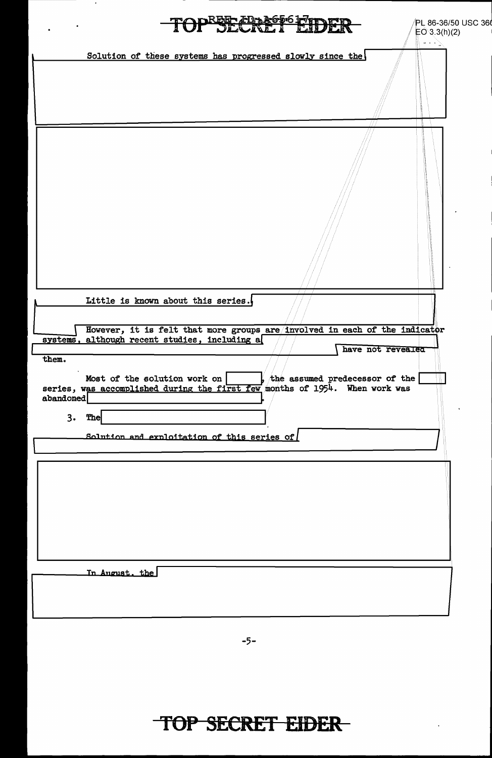Solution of these systems has progressed slowly since the

Little is known about this series.

However, it is felt that more groups are involved in each of the indicator systems, although recent studies, including a have not revealed them.

Most of the solution work on , the assumed predecessor of the series, was accomplished during the first few months of 1954. When work was abandoned .

3. The

Solution and exploitation of this series of

In August, the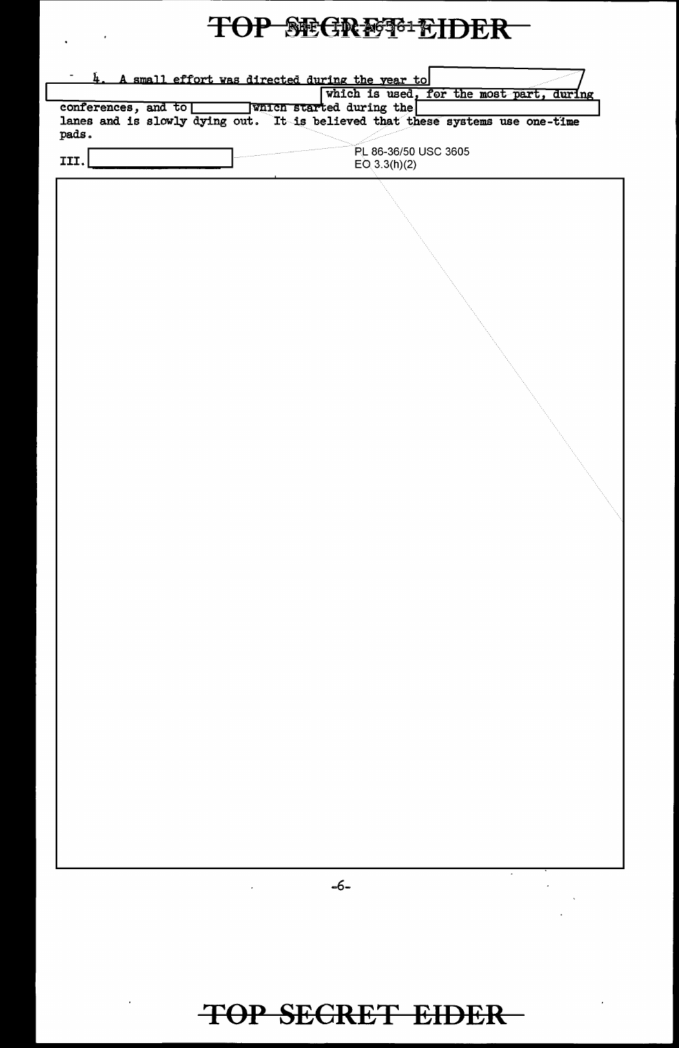4. A small effort was directed during the year to [redacted] which is used, for the most part, during conferences, and to [redacted] which started during the [redacted] lanes and is slowly dying out. It is believed that these systems use one-time pads.

PL 86-36/50 USC 3605
EO 3.3(h)(2)

III. [redacted]

[redacted]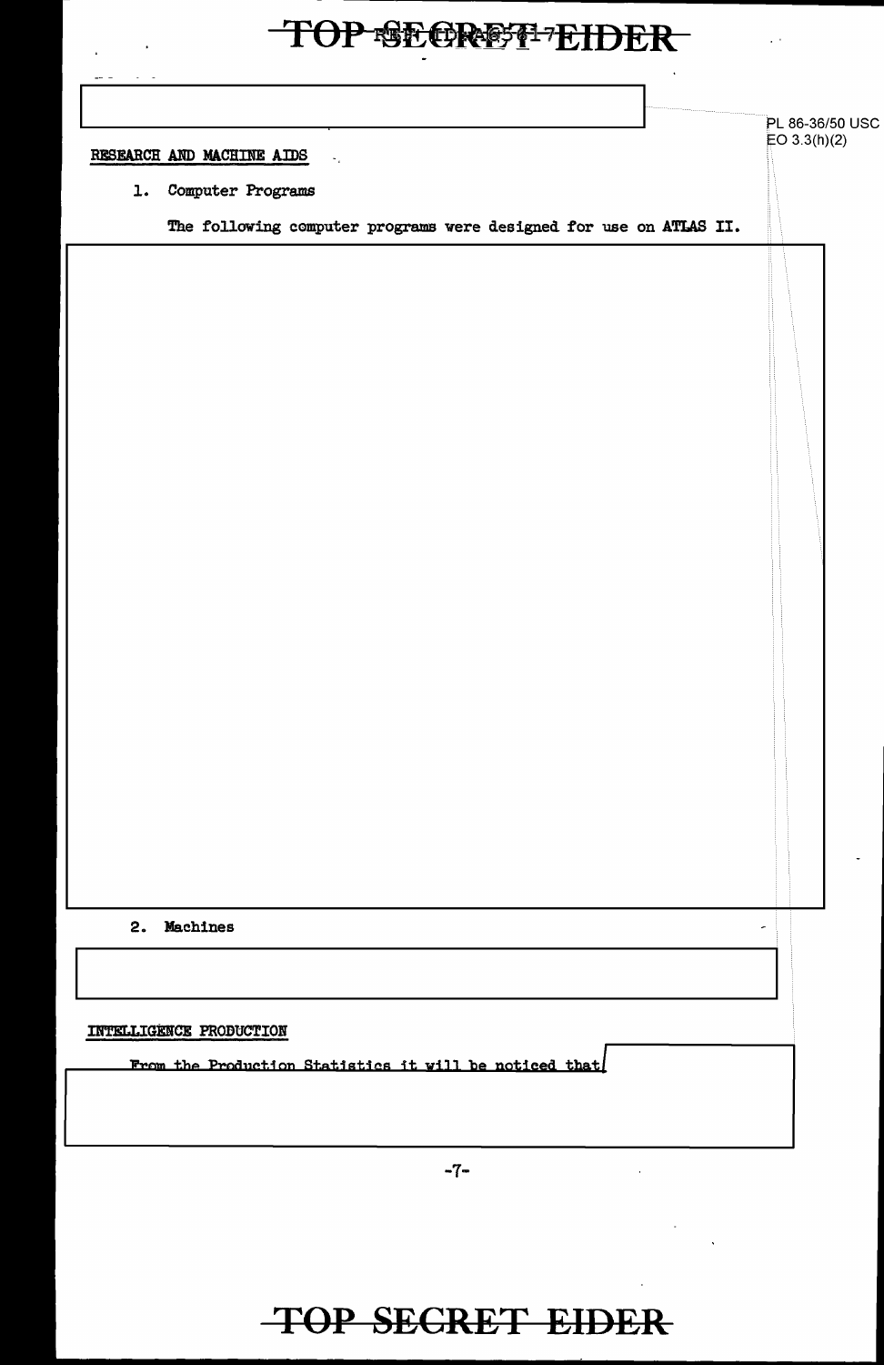TOP SECRET EIDER

PL 86-36/50 USC
EO 3.3(h)(2)

RESEARCH AND MACHINE AIDS

1. Computer Programs

The following computer programs were designed for use on ATLAS II.

2. Machines

INTELLIGENCE PRODUCTION

From the Production Statistics it will be noticed that

TOP SECRET EIDER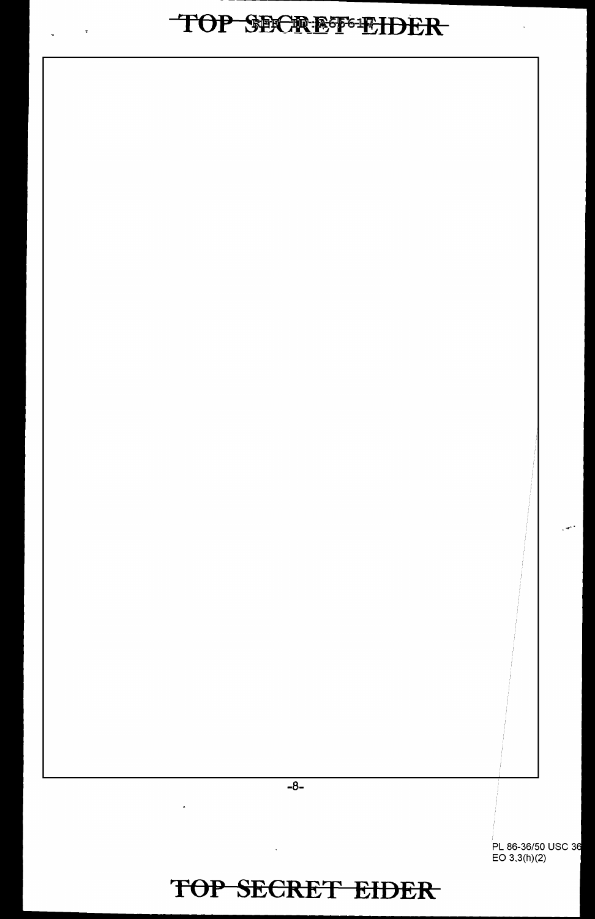PL 86-36/50 USC 36
EO 3.3(h)(2)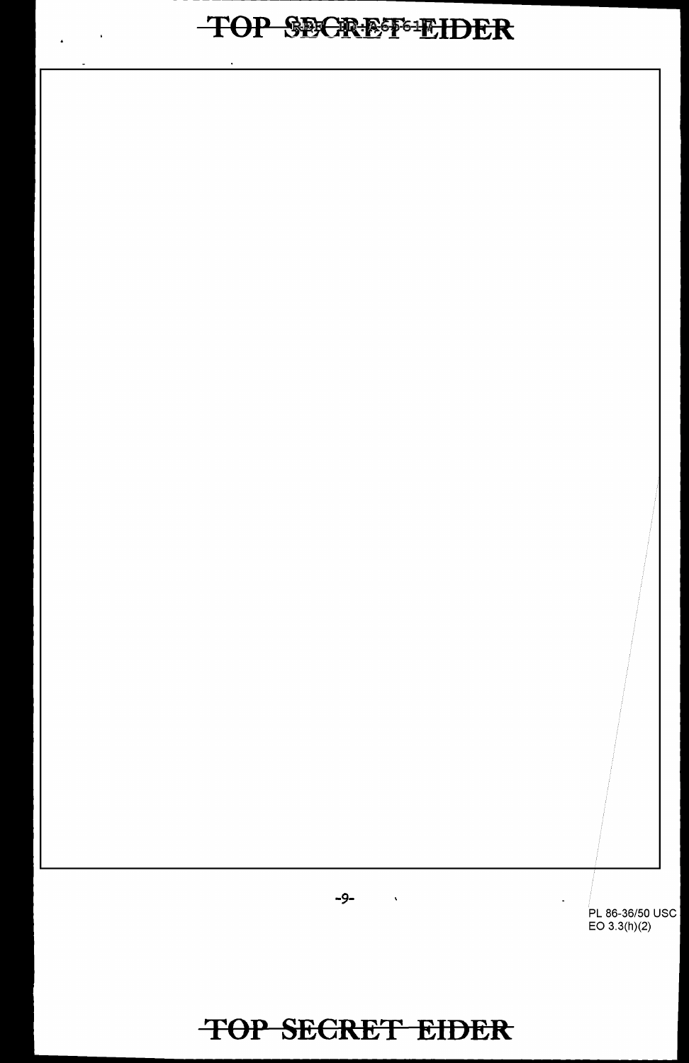PL 86-36/50 USC
EO 3.3(h)(2)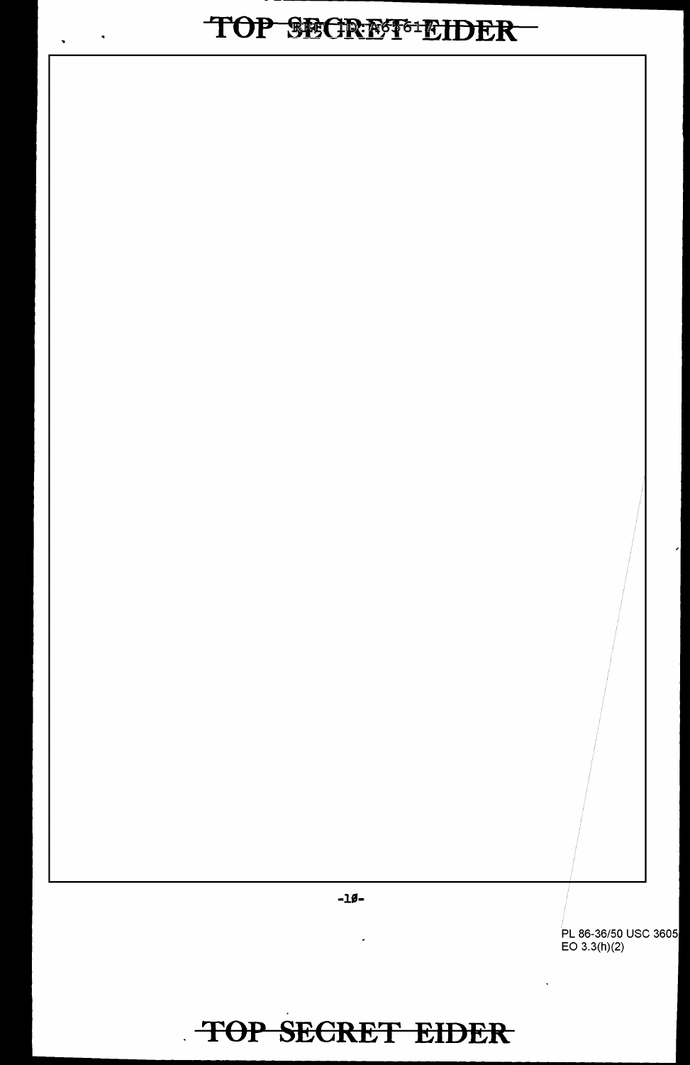PL 86-36/50 USC 3605
EO 3.3(h)(2)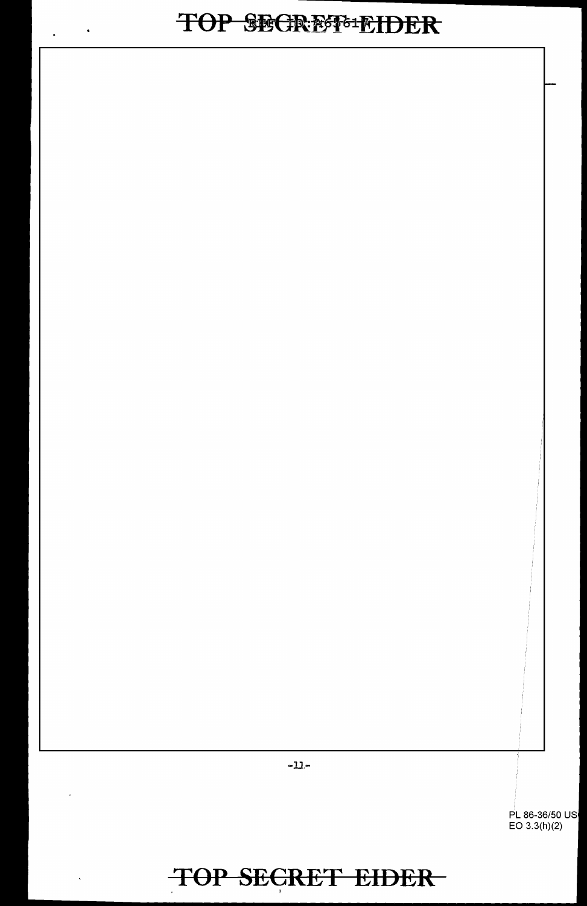PL 86-36/50 USC
EO 3.3(h)(2)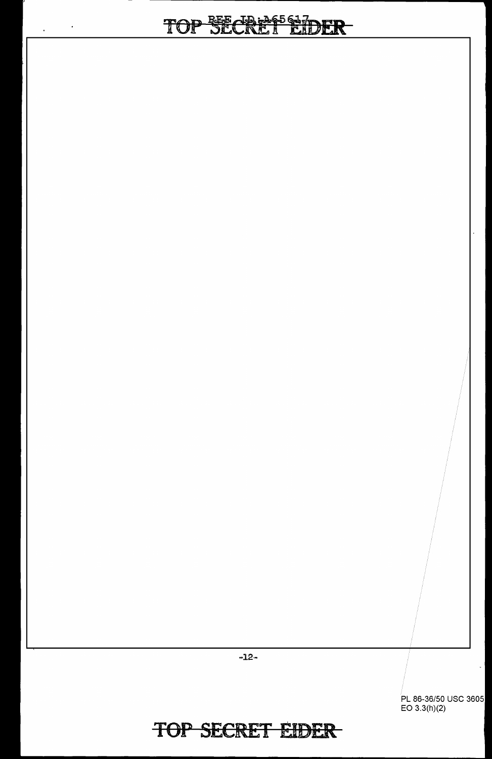PL 86-36/50 USC 3605
EO 3.3(h)(2)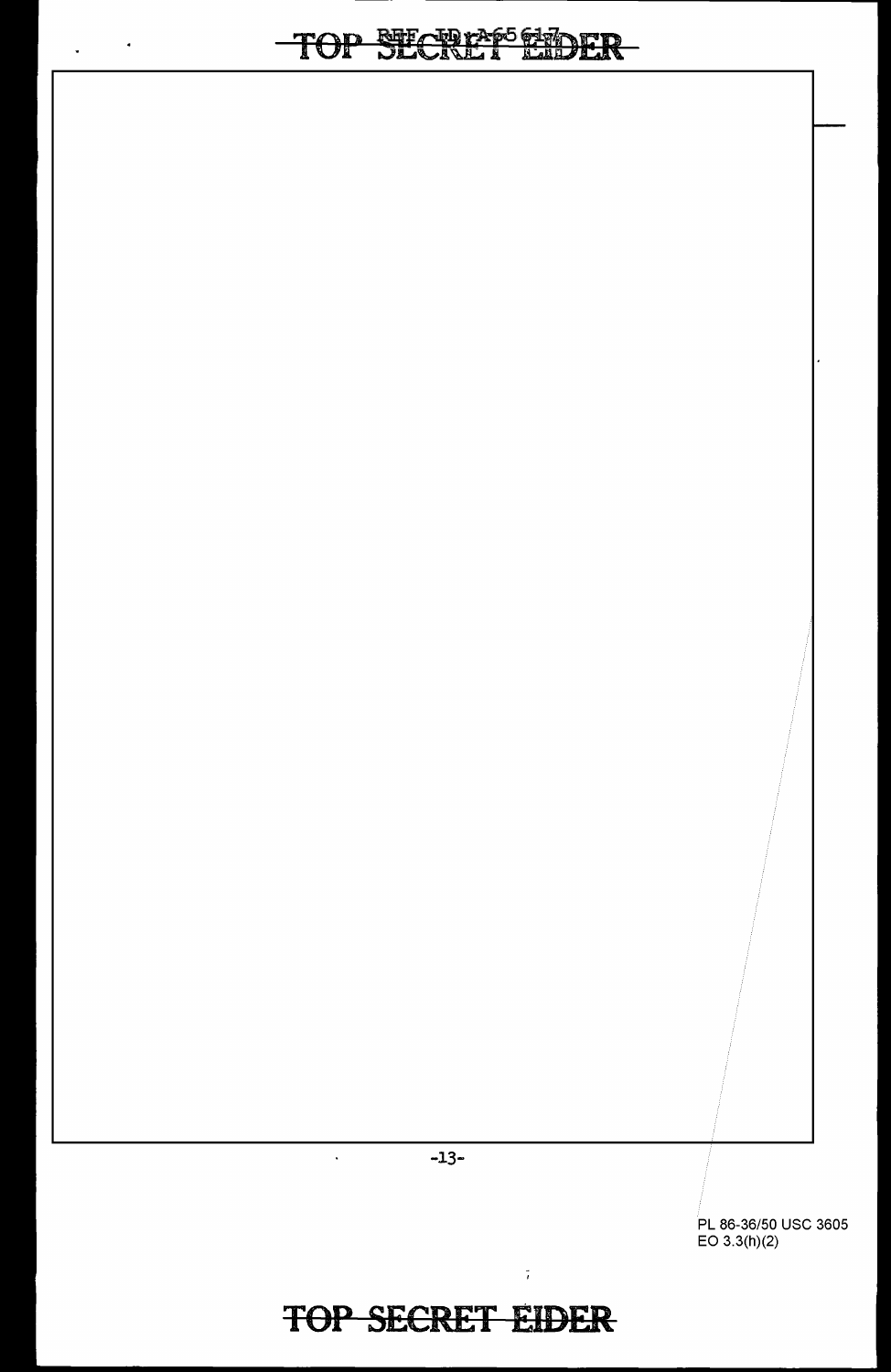PL 86-36/50 USC 3605
EO 3.3(h)(2)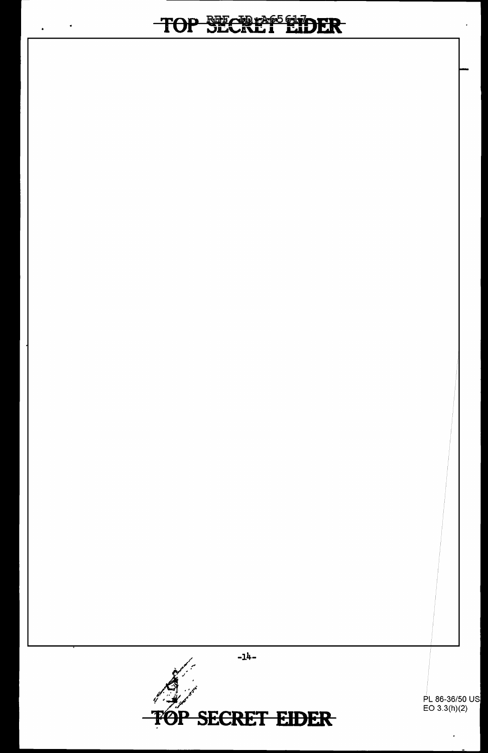PL 86-36/50 USC
EO 3.3(h)(2)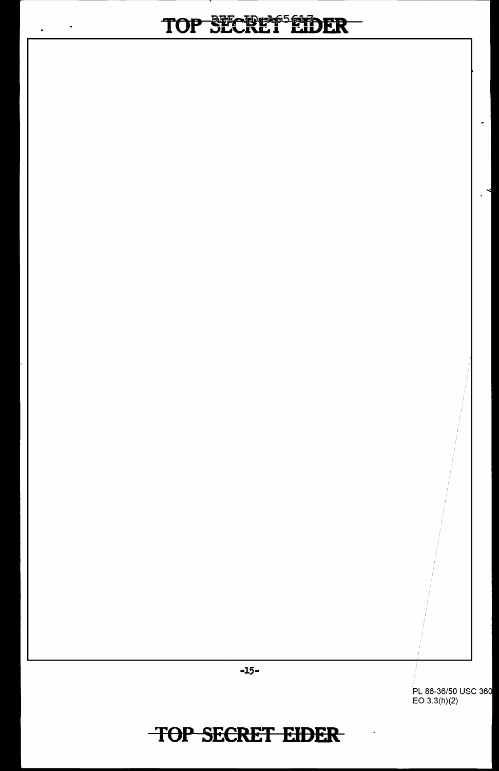PL 86-36/50 USC 360
EO 3.3(h)(2)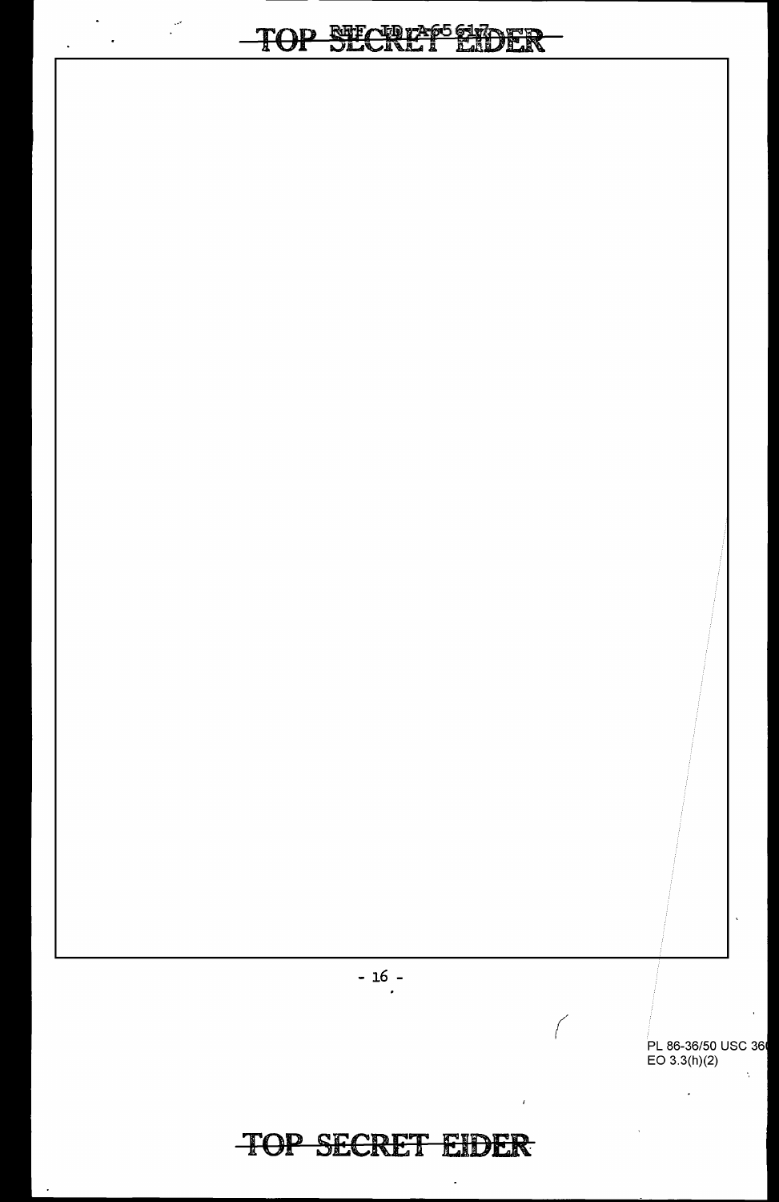PL 86-36/50 USC 36
EO 3.3(h)(2)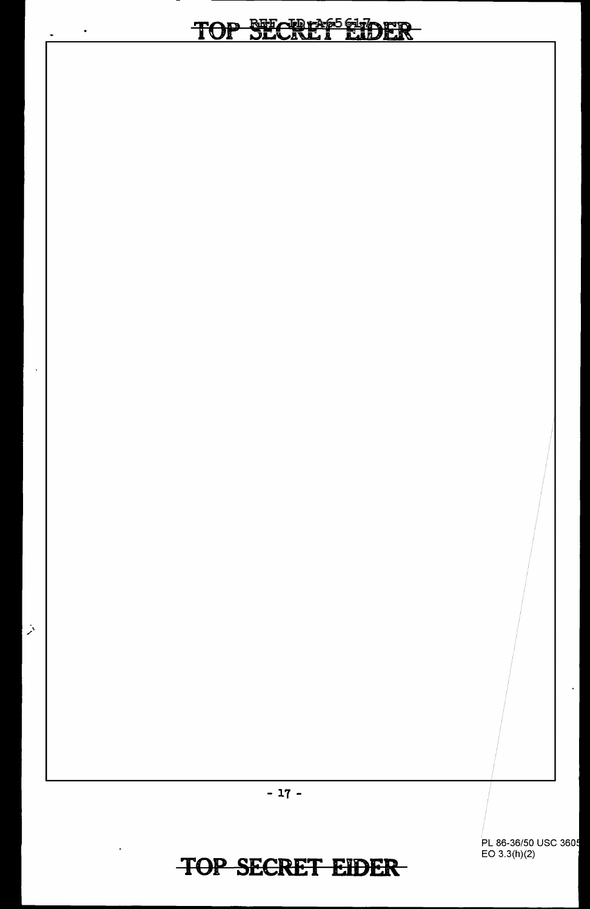PL 86-36/50 USC 3605
EO 3.3(h)(2)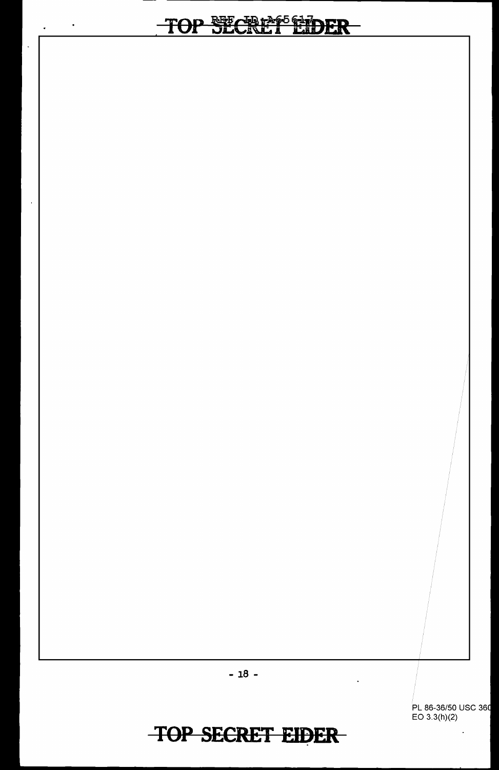PL 86-36/50 USC 360
EO 3.3(h)(2)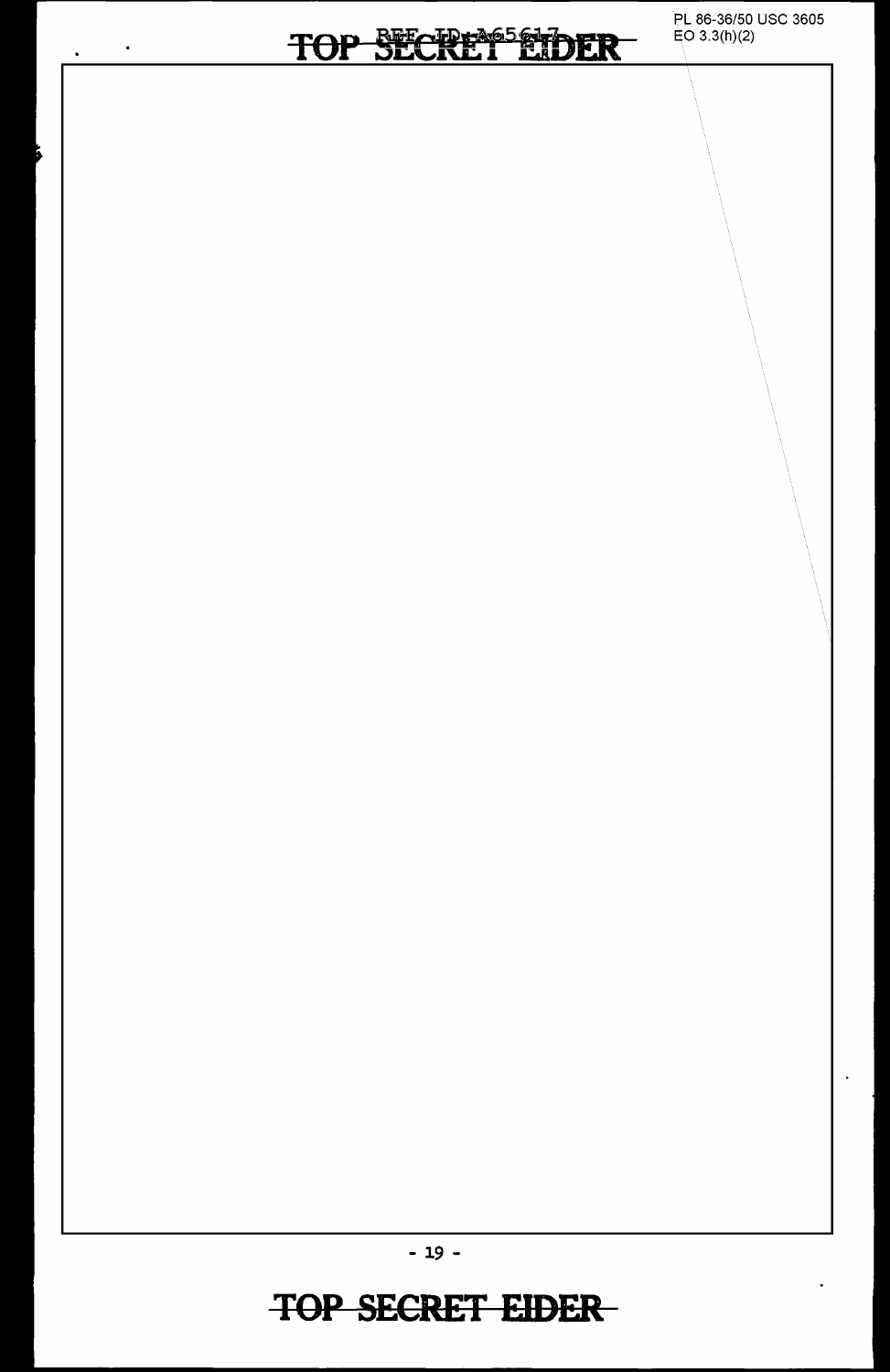PL 86-36/50 USC 3605
EO 3.3(h)(2)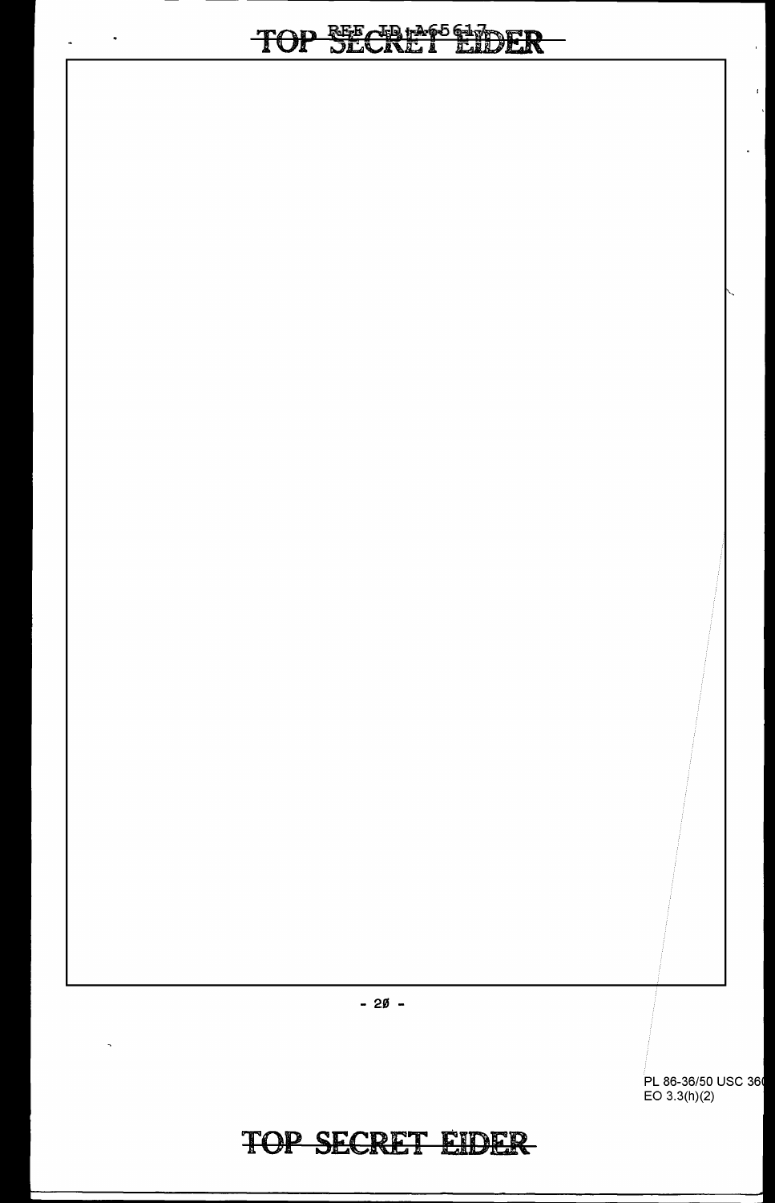PL 86-36/50 USC 36(
EO 3.3(h)(2)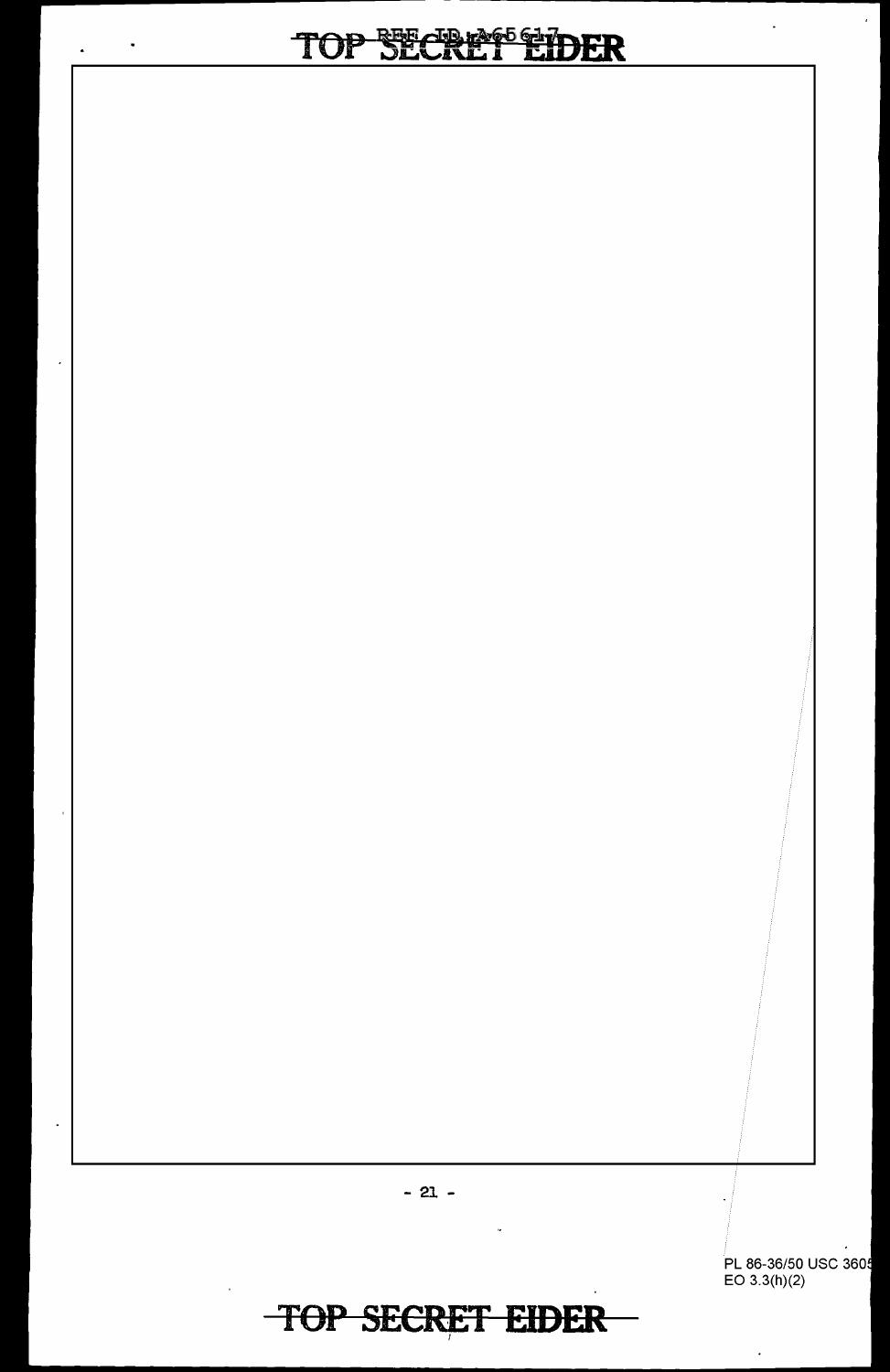PL 86-36/50 USC 3605
EO 3.3(h)(2)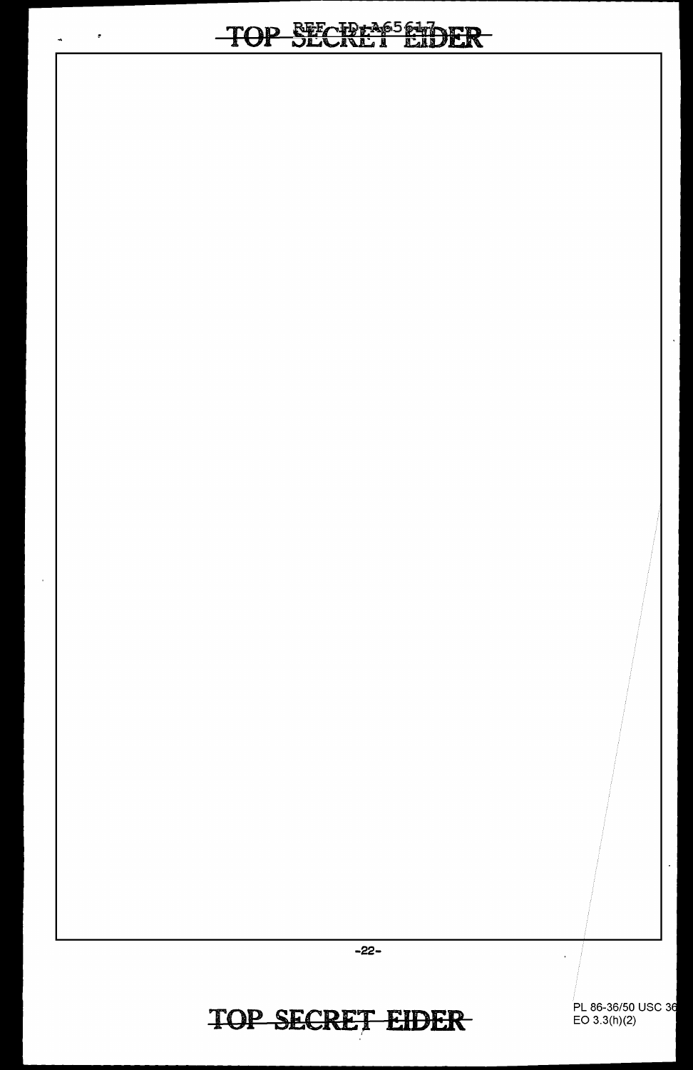PL 86-36/50 USC 36
EO 3.3(h)(2)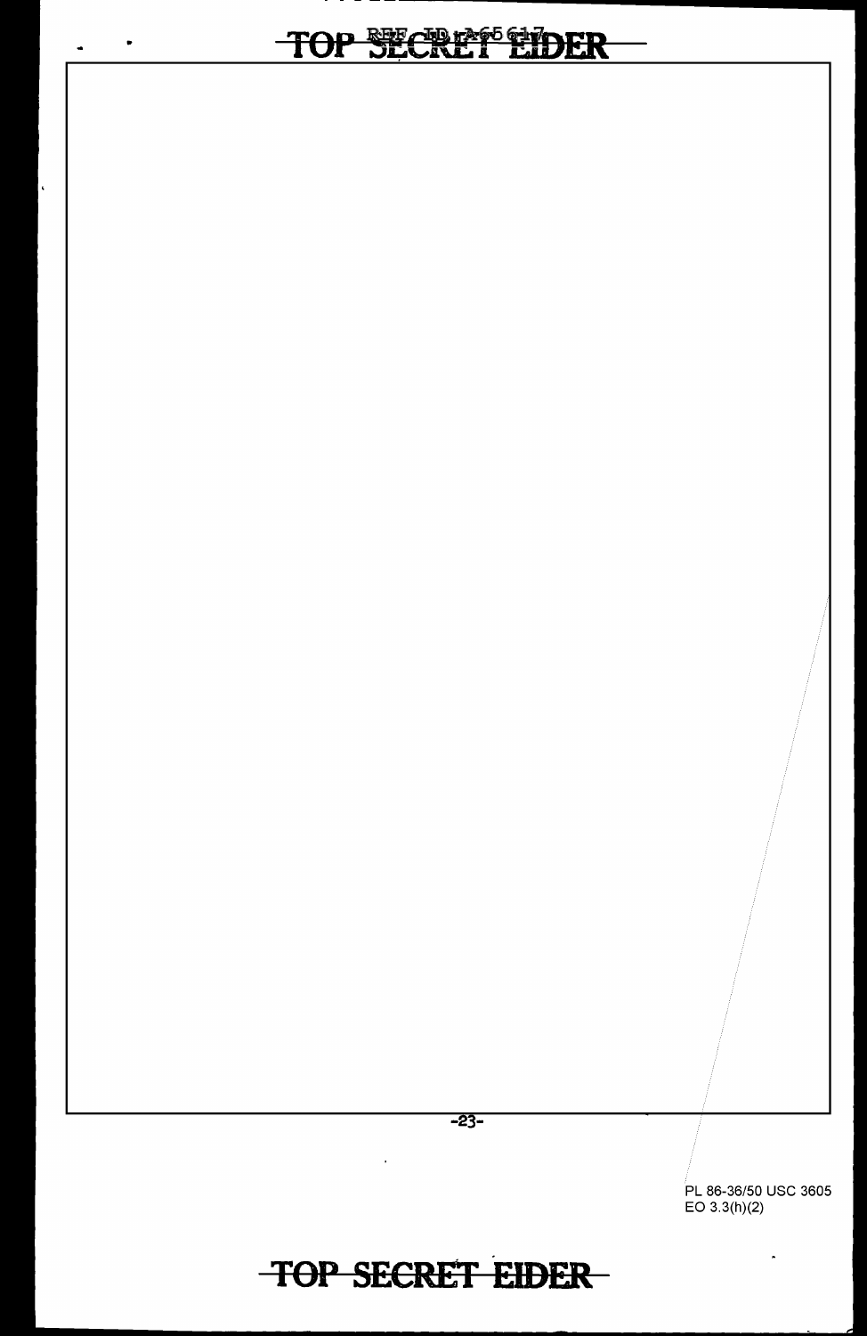PL 86-36/50 USC 3605
EO 3.3(h)(2)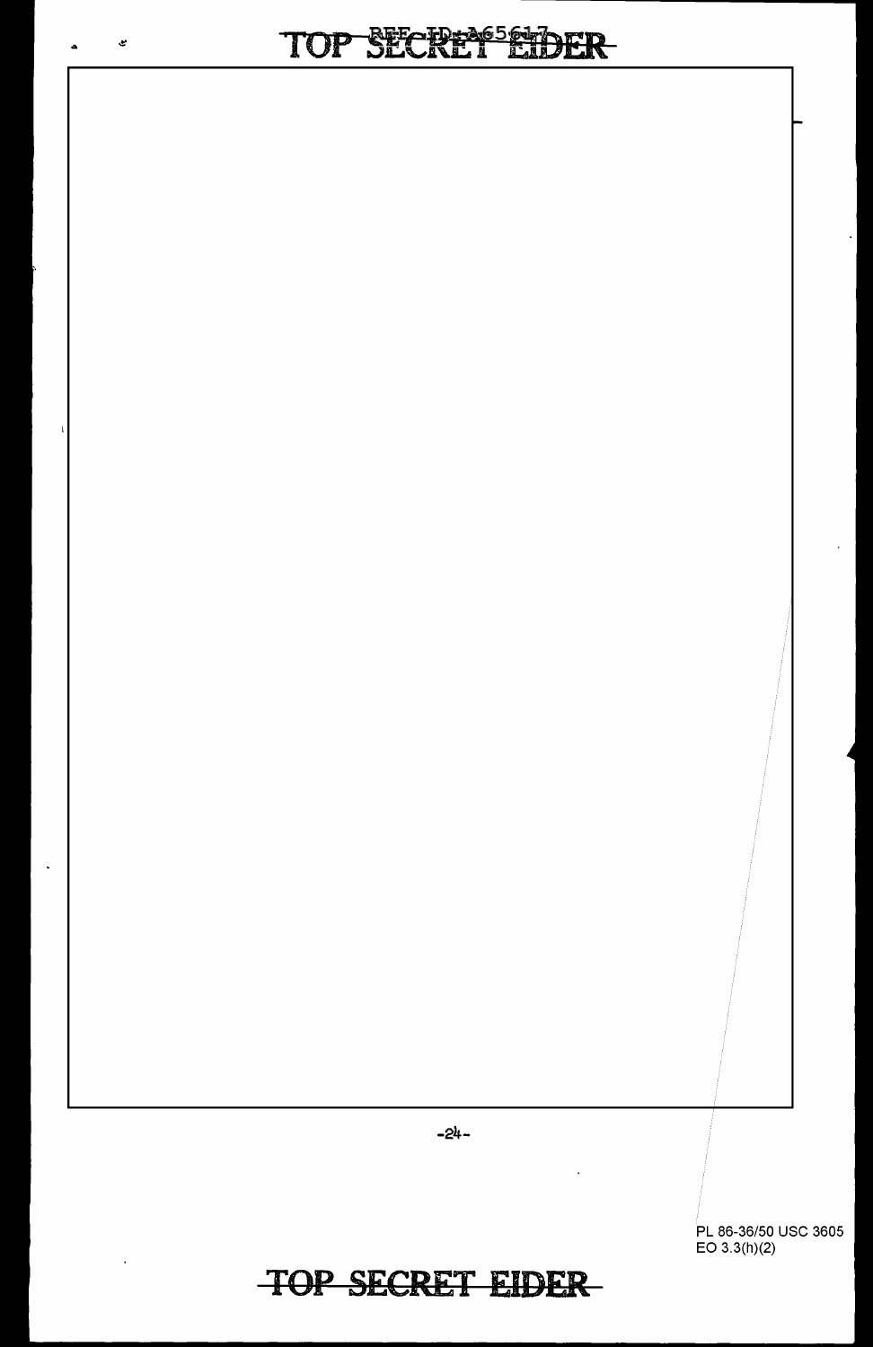PL 86-36/50 USC 3605
EO 3.3(h)(2)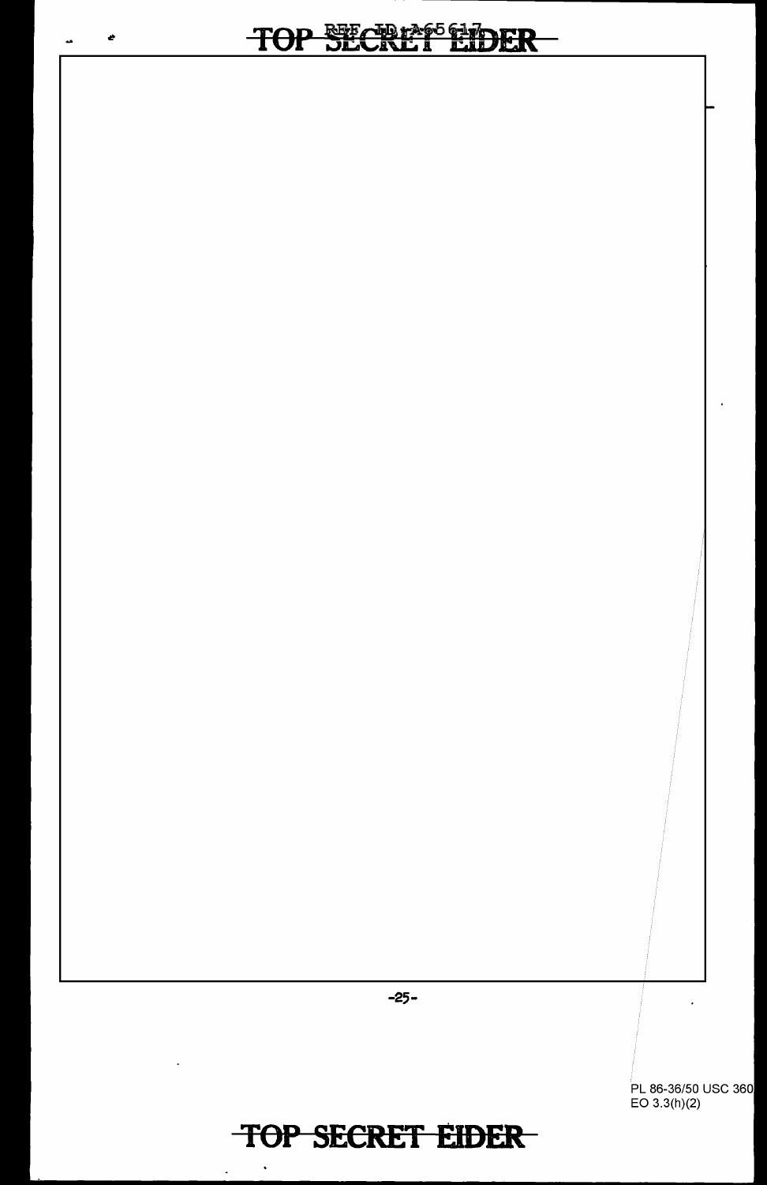PL 86-36/50 USC 3605
EO 3.3(h)(2)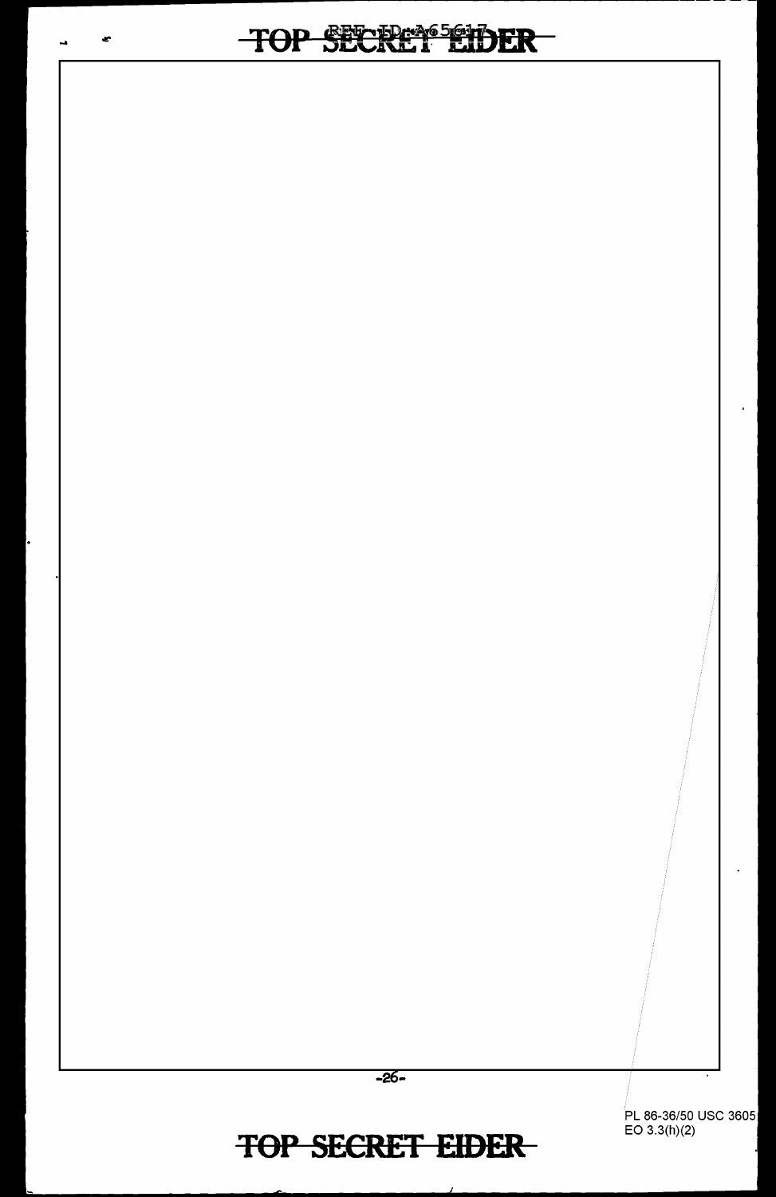PL 86-36/50 USC 3605
EO 3.3(h)(2)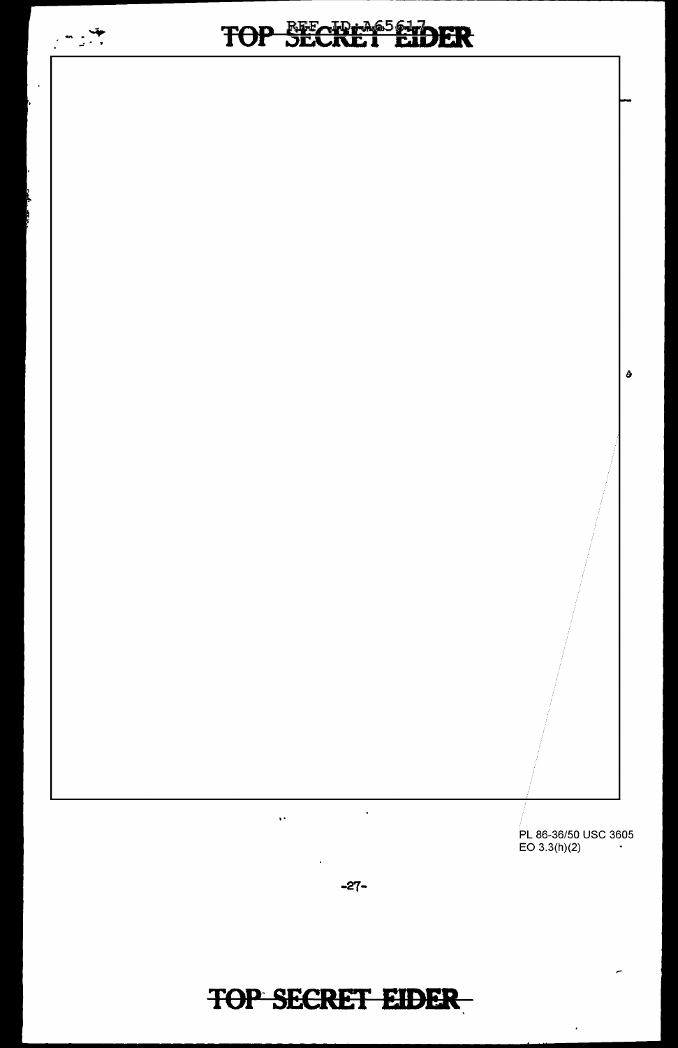PL 86-36/50 USC 3605
EO 3.3(h)(2)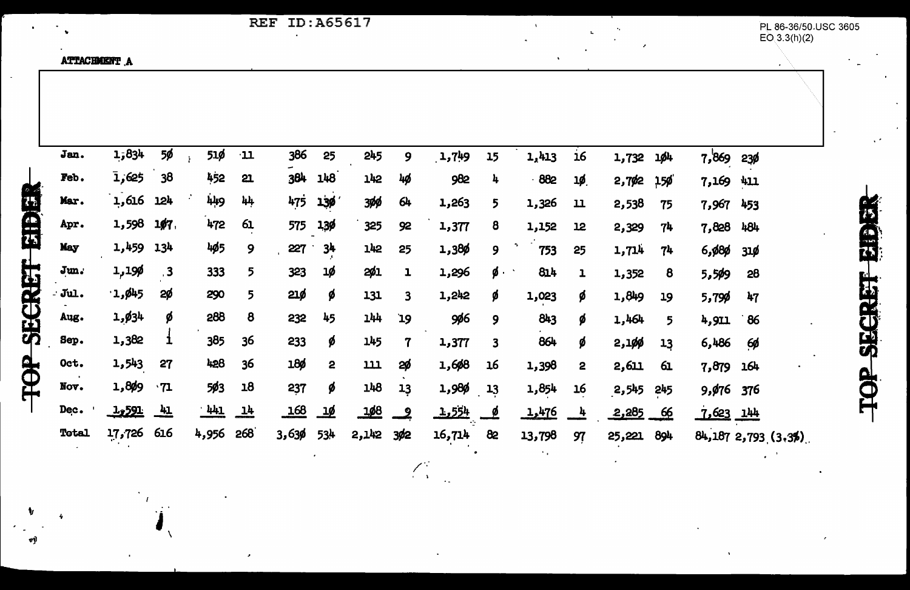REF ID:A65617

PL 86-36/50.USC 3605
EO 3.3(h)(2)

ATTACHMENT A

| | | | | | | | | | | | | | | | | | | |
|---|---|---|---|---|---|---|---|---|---|---|---|---|---|---|---|---|---|---|
| Jan. | 1,834 | 50 | 510 | 11 | 386 | 25 | 245 | 9 | 1,749 | 15 | 1,413 | 16 | 1,732 | 104 | 7,869 | 230 | | |
| Feb. | 1,625 | 38 | 452 | 21 | 384 | 148 | 142 | 40 | 982 | 4 | 882 | 10 | 2,702 | 150 | 7,169 | 411 | | |
| Mar. | 1,616 | 124 | 449 | 44 | 475 | 130 | 300 | 64 | 1,263 | 5 | 1,326 | 11 | 2,538 | 75 | 7,967 | 453 | | |
| Apr. | 1,598 | 107 | 472 | 61 | 575 | 130 | 325 | 92 | 1,377 | 8 | 1,152 | 12 | 2,329 | 74 | 7,828 | 484 | | |
| May | 1,459 | 134 | 405 | 9 | 227 | 34 | 142 | 25 | 1,380 | 9 | 753 | 25 | 1,714 | 74 | 6,080 | 310 | | |
| Jun. | 1,190 | 3 | 333 | 5 | 323 | 10 | 201 | 1 | 1,296 | 0 | 814 | 1 | 1,352 | 8 | 5,509 | 28 | | |
| Jul. | 1,045 | 20 | 290 | 5 | 210 | 0 | 131 | 3 | 1,242 | 0 | 1,023 | 0 | 1,849 | 19 | 5,790 | 47 | | |
| Aug. | 1,034 | 0 | 288 | 8 | 232 | 45 | 144 | 19 | 906 | 9 | 843 | 0 | 1,464 | 5 | 4,911 | 86 | | |
| Sep. | 1,382 | 1 | 385 | 36 | 233 | 0 | 145 | 7 | 1,377 | 3 | 864 | 0 | 2,100 | 13 | 6,486 | 60 | | |
| Oct. | 1,543 | 27 | 428 | 36 | 180 | 2 | 111 | 20 | 1,608 | 16 | 1,398 | 2 | 2,611 | 61 | 7,879 | 164 | | |
| Nov. | 1,809 | 71 | 503 | 18 | 237 | 0 | 148 | 13 | 1,980 | 13 | 1,854 | 16 | 2,545 | 245 | 9,076 | 376 | | |
| Dec. | 1,591 | 41 | 441 | 14 | 168 | 10 | 108 | 9 | 1,554 | 0 | 1,476 | 4 | 2,285 | 66 | 7,623 | 144 | | |
| Total | 17,726 | 616 | 4,956 | 268 | 3,630 | 534 | 2,142 | 302 | 16,714 | 82 | 13,798 | 97 | 25,221 | 894 | 84,187 | 2,793 | (3.3%) | |

TOP SECRET EIDER